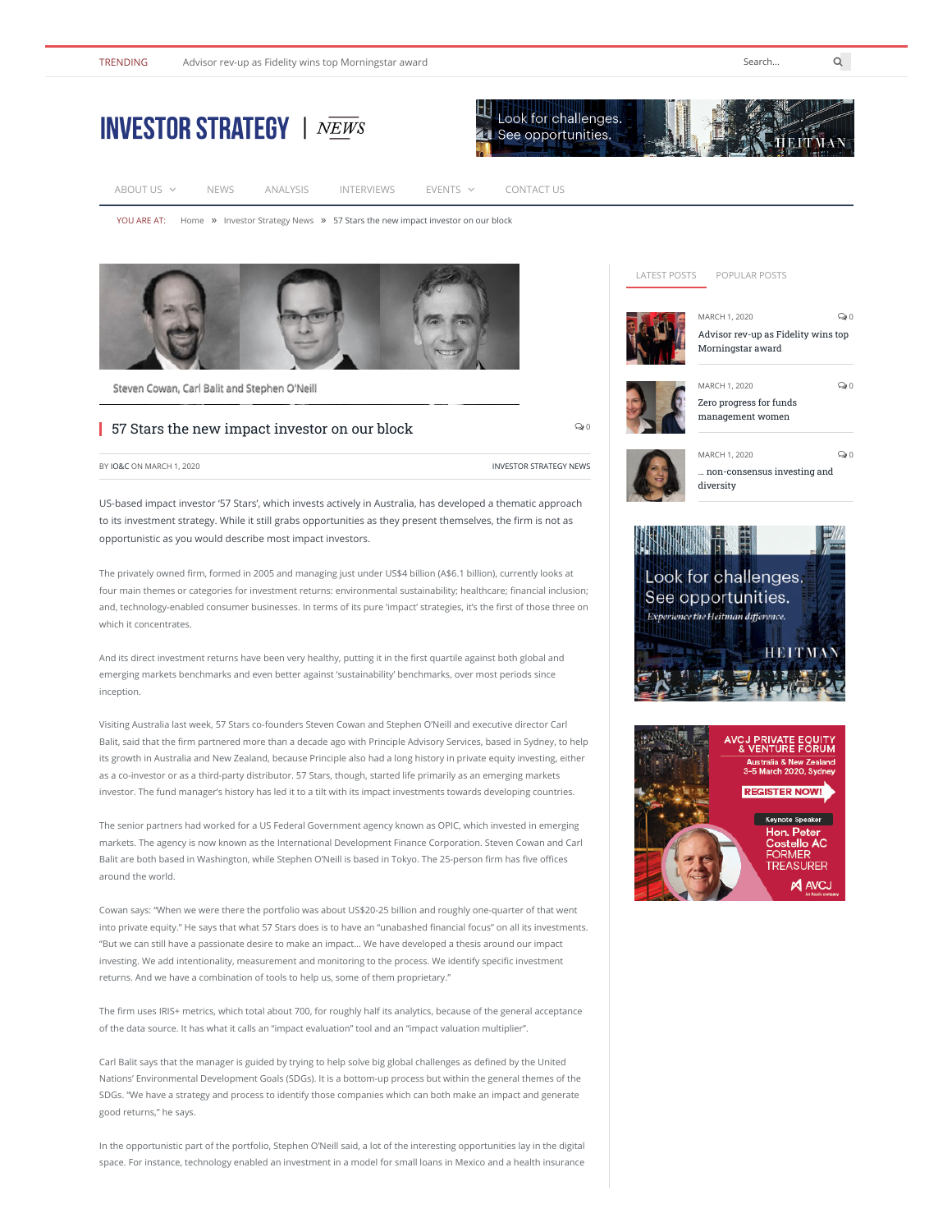TRENDING Advisor rev-up as Fidelity wins top Morningstar award

# INVESTOR STRATEGY | NEWS

ABOUT US NEWS ANALYSIS INTERVIEWS EVENTS CONTACT US

YOU ARE AT: Home » Investor Strategy News » 57 Stars the new impact investor on our block

Steven Cowan, Carl Balit and Stephen O'Neill

## 57 Stars the new impact investor on our block

BY IO&C ON MARCH 1, 2020 INVESTOR STRATEGY NEWS

US-based impact investor '57 Stars', which invests actively in Australia, has developed a thematic approach to its investment strategy. While it still grabs opportunities as they present themselves, the firm is not as opportunistic as you would describe most impact investors.

The privately owned firm, formed in 2005 and managing just under US$4 billion (A$6.1 billion), currently looks at four main themes or categories for investment returns: environmental sustainability; healthcare; financial inclusion; and, technology-enabled consumer businesses. In terms of its pure 'impact' strategies, it's the first of those three on which it concentrates.

And its direct investment returns have been very healthy, putting it in the first quartile against both global and emerging markets benchmarks and even better against 'sustainability' benchmarks, over most periods since inception.

Visiting Australia last week, 57 Stars co-founders Steven Cowan and Stephen O'Neill and executive director Carl Balit, said that the firm partnered more than a decade ago with Principle Advisory Services, based in Sydney, to help its growth in Australia and New Zealand, because Principle also had a long history in private equity investing, either as a co-investor or as a third-party distributor. 57 Stars, though, started life primarily as an emerging markets investor. The fund manager's history has led it to a tilt with its impact investments towards developing countries.

The senior partners had worked for a US Federal Government agency known as OPIC, which invested in emerging markets. The agency is now known as the International Development Finance Corporation. Steven Cowan and Carl Balit are both based in Washington, while Stephen O'Neill is based in Tokyo. The 25-person firm has five offices around the world.

Cowan says: "When we were there the portfolio was about US$20-25 billion and roughly one-quarter of that went into private equity." He says that what 57 Stars does is to have an "unabashed financial focus" on all its investments. "But we can still have a passionate desire to make an impact… We have developed a thesis around our impact investing. We add intentionality, measurement and monitoring to the process. We identify specific investment returns. And we have a combination of tools to help us, some of them proprietary."

The firm uses IRIS+ metrics, which total about 700, for roughly half its analytics, because of the general acceptance of the data source. It has what it calls an "impact evaluation" tool and an "impact valuation multiplier".

Carl Balit says that the manager is guided by trying to help solve big global challenges as defined by the United Nations' Environmental Development Goals (SDGs). It is a bottom-up process but within the general themes of the SDGs. "We have a strategy and process to identify those companies which can both make an impact and generate good returns," he says.

In the opportunistic part of the portfolio, Stephen O'Neill said, a lot of the interesting opportunities lay in the digital space. For instance, technology enabled an investment in a model for small loans in Mexico and a health insurance

LATEST POSTS POPULAR POSTS

MARCH 1, 2020 — Advisor rev-up as Fidelity wins top Morningstar award

MARCH 1, 2020 — Zero progress for funds management women

MARCH 1, 2020 — … non-consensus investing and diversity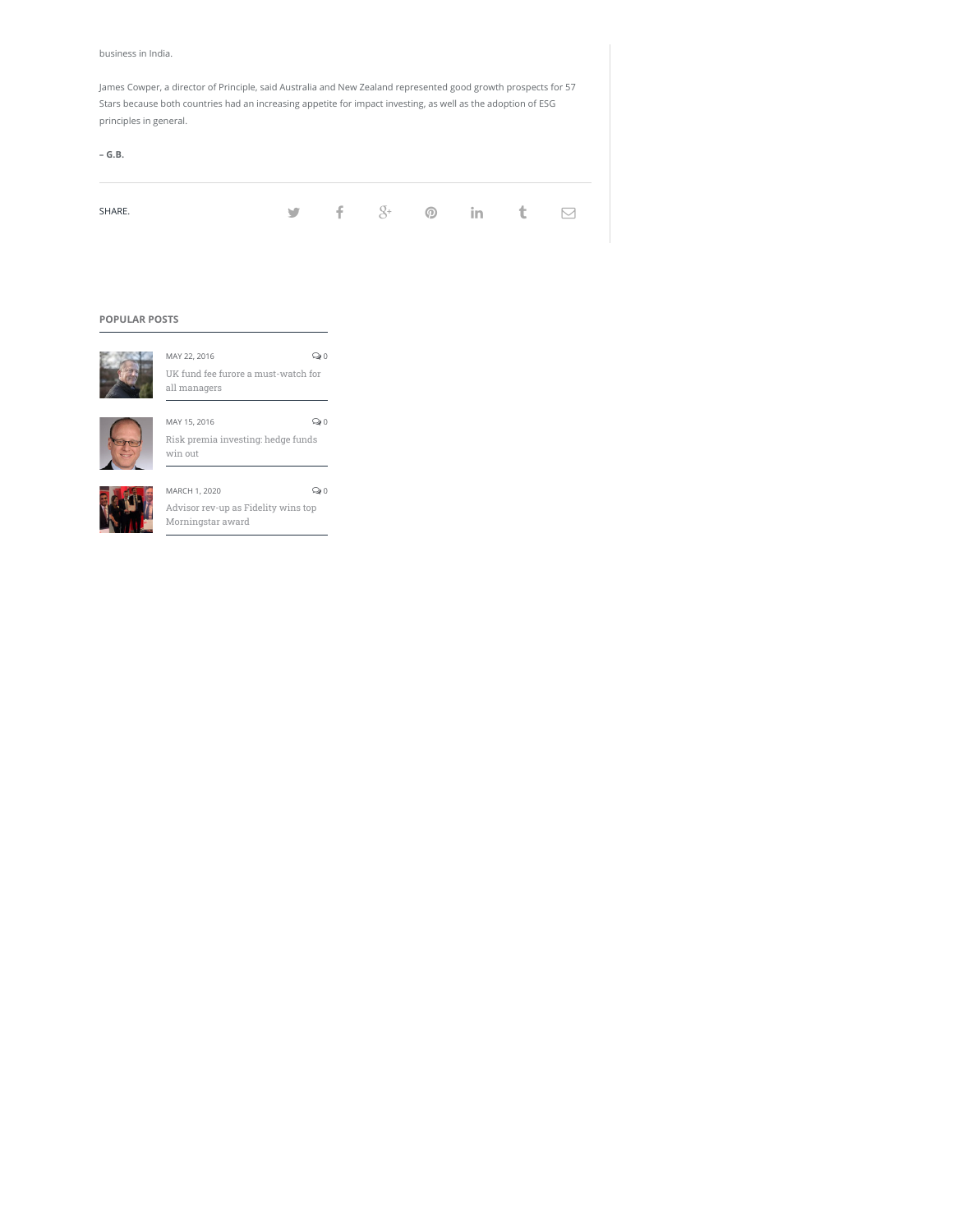business in India.

James Cowper, a director of Principle, said Australia and New Zealand represented good growth prospects for 57 Stars because both countries had an increasing appetite for impact investing, as well as the adoption of ESG principles in general.

**– G.B.**

SHARE.

## POPULAR POSTS

MAY 22, 2016 0

UK fund fee furore a must-watch for all managers

MAY 15, 2016 0

Risk premia investing: hedge funds win out

MARCH 1, 2020 0

Advisor rev-up as Fidelity wins top Morningstar award